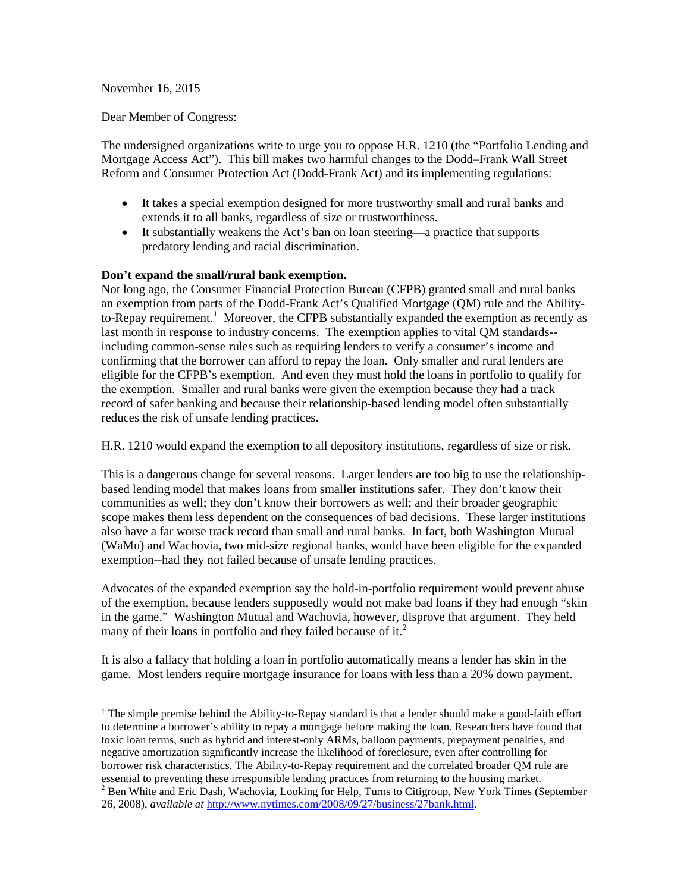November 16, 2015

Dear Member of Congress:

The undersigned organizations write to urge you to oppose H.R. 1210 (the "Portfolio Lending and Mortgage Access Act"). This bill makes two harmful changes to the Dodd–Frank Wall Street Reform and Consumer Protection Act (Dodd-Frank Act) and its implementing regulations:

- It takes a special exemption designed for more trustworthy small and rural banks and extends it to all banks, regardless of size or trustworthiness.
- It substantially weakens the Act's ban on loan steering—a practice that supports predatory lending and racial discrimination.

**Don't expand the small/rural bank exemption.**

Not long ago, the Consumer Financial Protection Bureau (CFPB) granted small and rural banks an exemption from parts of the Dodd-Frank Act's Qualified Mortgage (QM) rule and the Ability-to-Repay requirement.[1] Moreover, the CFPB substantially expanded the exemption as recently as last month in response to industry concerns. The exemption applies to vital QM standards--including common-sense rules such as requiring lenders to verify a consumer's income and confirming that the borrower can afford to repay the loan. Only smaller and rural lenders are eligible for the CFPB's exemption. And even they must hold the loans in portfolio to qualify for the exemption. Smaller and rural banks were given the exemption because they had a track record of safer banking and because their relationship-based lending model often substantially reduces the risk of unsafe lending practices.

H.R. 1210 would expand the exemption to all depository institutions, regardless of size or risk.

This is a dangerous change for several reasons. Larger lenders are too big to use the relationship-based lending model that makes loans from smaller institutions safer. They don't know their communities as well; they don't know their borrowers as well; and their broader geographic scope makes them less dependent on the consequences of bad decisions. These larger institutions also have a far worse track record than small and rural banks. In fact, both Washington Mutual (WaMu) and Wachovia, two mid-size regional banks, would have been eligible for the expanded exemption--had they not failed because of unsafe lending practices.

Advocates of the expanded exemption say the hold-in-portfolio requirement would prevent abuse of the exemption, because lenders supposedly would not make bad loans if they had enough "skin in the game." Washington Mutual and Wachovia, however, disprove that argument. They held many of their loans in portfolio and they failed because of it.[2]

It is also a fallacy that holding a loan in portfolio automatically means a lender has skin in the game. Most lenders require mortgage insurance for loans with less than a 20% down payment.

---

[1] The simple premise behind the Ability-to-Repay standard is that a lender should make a good-faith effort to determine a borrower's ability to repay a mortgage before making the loan. Researchers have found that toxic loan terms, such as hybrid and interest-only ARMs, balloon payments, prepayment penalties, and negative amortization significantly increase the likelihood of foreclosure, even after controlling for borrower risk characteristics. The Ability-to-Repay requirement and the correlated broader QM rule are essential to preventing these irresponsible lending practices from returning to the housing market.

[2] Ben White and Eric Dash, Wachovia, Looking for Help, Turns to Citigroup, New York Times (September 26, 2008), *available at* http://www.nytimes.com/2008/09/27/business/27bank.html.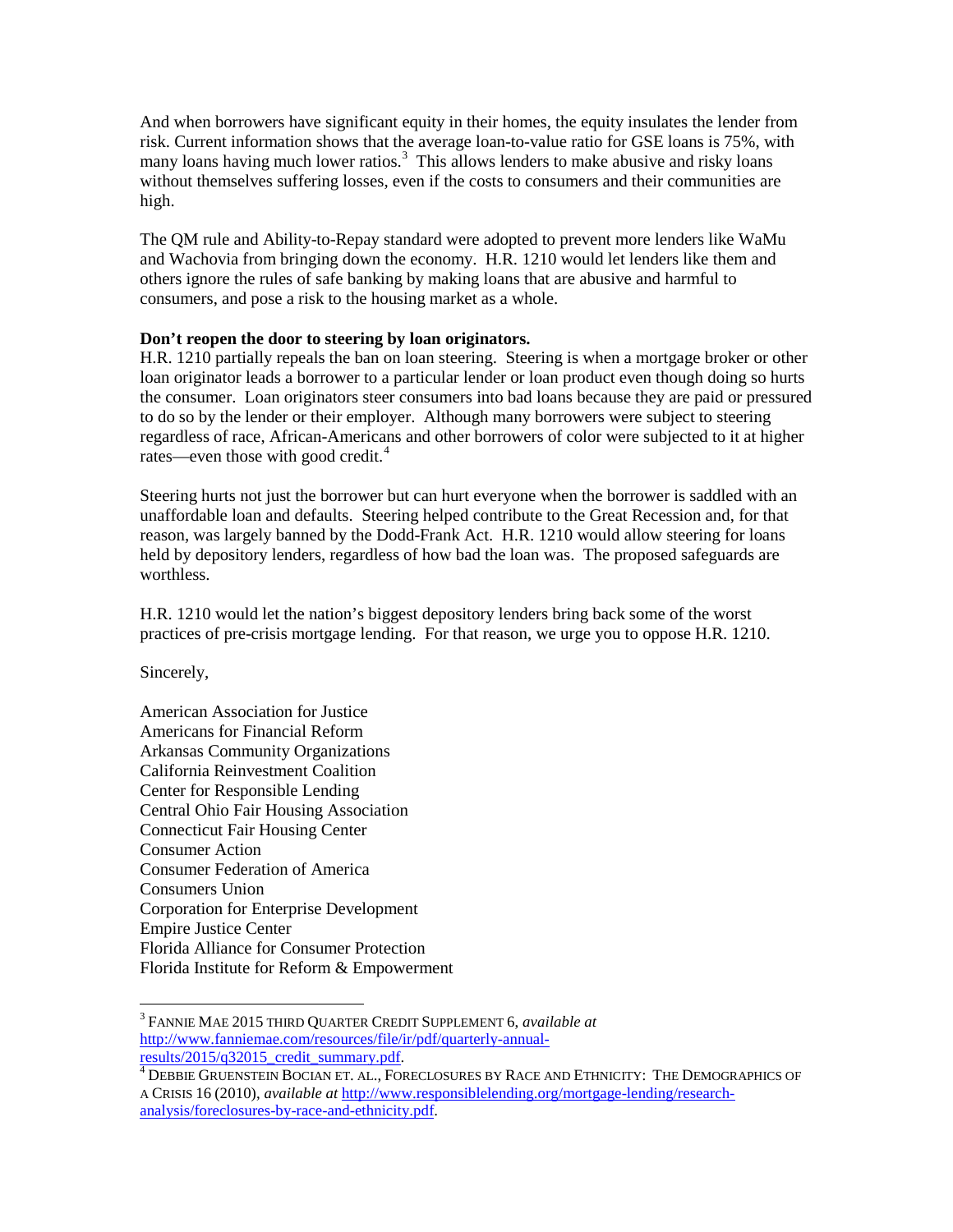And when borrowers have significant equity in their homes, the equity insulates the lender from risk. Current information shows that the average loan-to-value ratio for GSE loans is 75%, with many loans having much lower ratios.[3] This allows lenders to make abusive and risky loans without themselves suffering losses, even if the costs to consumers and their communities are high.

The QM rule and Ability-to-Repay standard were adopted to prevent more lenders like WaMu and Wachovia from bringing down the economy. H.R. 1210 would let lenders like them and others ignore the rules of safe banking by making loans that are abusive and harmful to consumers, and pose a risk to the housing market as a whole.

**Don't reopen the door to steering by loan originators.**
H.R. 1210 partially repeals the ban on loan steering. Steering is when a mortgage broker or other loan originator leads a borrower to a particular lender or loan product even though doing so hurts the consumer. Loan originators steer consumers into bad loans because they are paid or pressured to do so by the lender or their employer. Although many borrowers were subject to steering regardless of race, African-Americans and other borrowers of color were subjected to it at higher rates—even those with good credit.[4]

Steering hurts not just the borrower but can hurt everyone when the borrower is saddled with an unaffordable loan and defaults. Steering helped contribute to the Great Recession and, for that reason, was largely banned by the Dodd-Frank Act. H.R. 1210 would allow steering for loans held by depository lenders, regardless of how bad the loan was. The proposed safeguards are worthless.

H.R. 1210 would let the nation's biggest depository lenders bring back some of the worst practices of pre-crisis mortgage lending. For that reason, we urge you to oppose H.R. 1210.

Sincerely,

American Association for Justice
Americans for Financial Reform
Arkansas Community Organizations
California Reinvestment Coalition
Center for Responsible Lending
Central Ohio Fair Housing Association
Connecticut Fair Housing Center
Consumer Action
Consumer Federation of America
Consumers Union
Corporation for Enterprise Development
Empire Justice Center
Florida Alliance for Consumer Protection
Florida Institute for Reform & Empowerment

---

[3] FANNIE MAE 2015 THIRD QUARTER CREDIT SUPPLEMENT 6, *available at* http://www.fanniemae.com/resources/file/ir/pdf/quarterly-annual-results/2015/q32015_credit_summary.pdf.

[4] DEBBIE GRUENSTEIN BOCIAN ET. AL., FORECLOSURES BY RACE AND ETHNICITY: THE DEMOGRAPHICS OF A CRISIS 16 (2010), *available at* http://www.responsiblelending.org/mortgage-lending/research-analysis/foreclosures-by-race-and-ethnicity.pdf.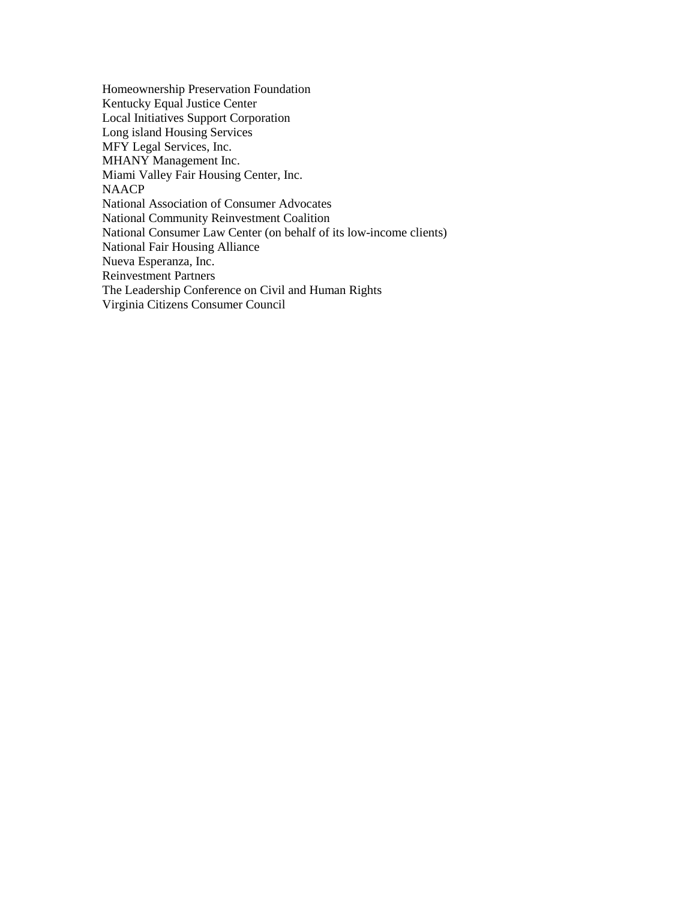Homeownership Preservation Foundation
Kentucky Equal Justice Center
Local Initiatives Support Corporation
Long island Housing Services
MFY Legal Services, Inc.
MHANY Management Inc.
Miami Valley Fair Housing Center, Inc.
NAACP
National Association of Consumer Advocates
National Community Reinvestment Coalition
National Consumer Law Center (on behalf of its low-income clients)
National Fair Housing Alliance
Nueva Esperanza, Inc.
Reinvestment Partners
The Leadership Conference on Civil and Human Rights
Virginia Citizens Consumer Council